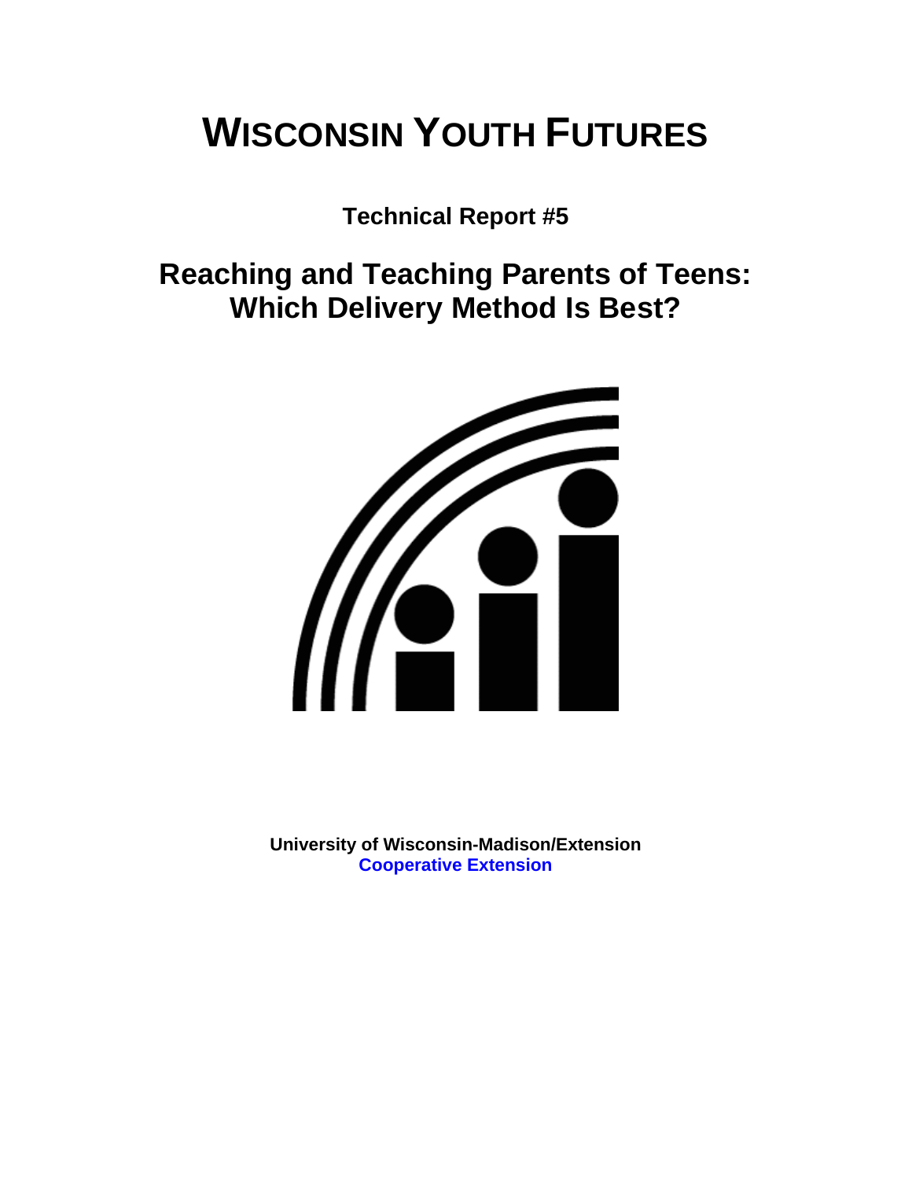# WISCONSIN YOUTH FUTURES

**Technical Report #5**

## Reaching and Teaching Parents of Teens: Which Delivery Method Is Best?

**University of Wisconsin-Madison/Extension**
**Cooperative Extension**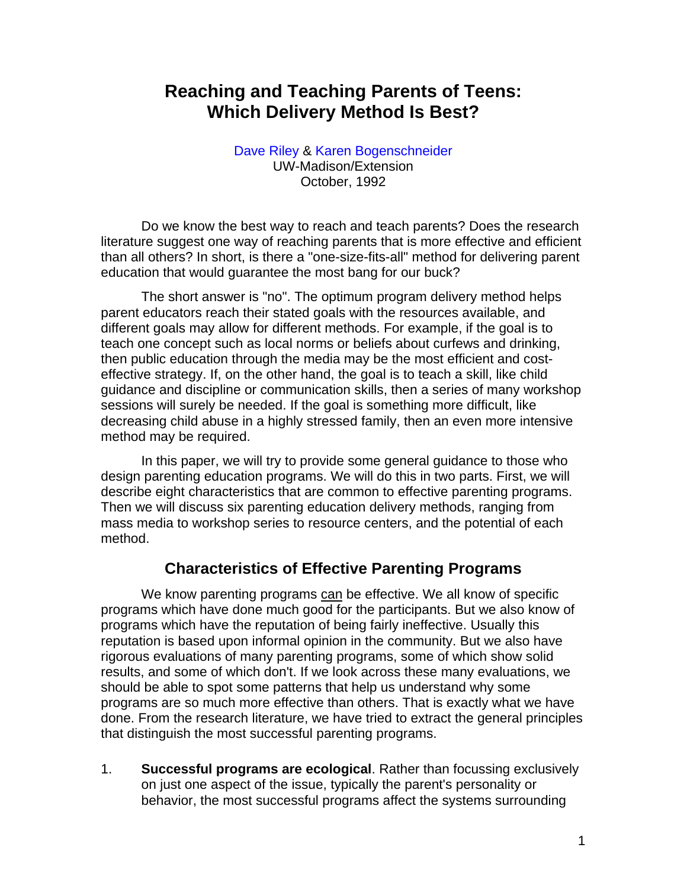# Reaching and Teaching Parents of Teens: Which Delivery Method Is Best?

Dave Riley & Karen Bogenschneider
UW-Madison/Extension
October, 1992

Do we know the best way to reach and teach parents? Does the research literature suggest one way of reaching parents that is more effective and efficient than all others? In short, is there a "one-size-fits-all" method for delivering parent education that would guarantee the most bang for our buck?

The short answer is "no". The optimum program delivery method helps parent educators reach their stated goals with the resources available, and different goals may allow for different methods. For example, if the goal is to teach one concept such as local norms or beliefs about curfews and drinking, then public education through the media may be the most efficient and cost-effective strategy. If, on the other hand, the goal is to teach a skill, like child guidance and discipline or communication skills, then a series of many workshop sessions will surely be needed. If the goal is something more difficult, like decreasing child abuse in a highly stressed family, then an even more intensive method may be required.

In this paper, we will try to provide some general guidance to those who design parenting education programs. We will do this in two parts. First, we will describe eight characteristics that are common to effective parenting programs. Then we will discuss six parenting education delivery methods, ranging from mass media to workshop series to resource centers, and the potential of each method.

## Characteristics of Effective Parenting Programs

We know parenting programs <u>can</u> be effective. We all know of specific programs which have done much good for the participants. But we also know of programs which have the reputation of being fairly ineffective. Usually this reputation is based upon informal opinion in the community. But we also have rigorous evaluations of many parenting programs, some of which show solid results, and some of which don't. If we look across these many evaluations, we should be able to spot some patterns that help us understand why some programs are so much more effective than others. That is exactly what we have done. From the research literature, we have tried to extract the general principles that distinguish the most successful parenting programs.

1. **Successful programs are ecological**. Rather than focussing exclusively on just one aspect of the issue, typically the parent's personality or behavior, the most successful programs affect the systems surrounding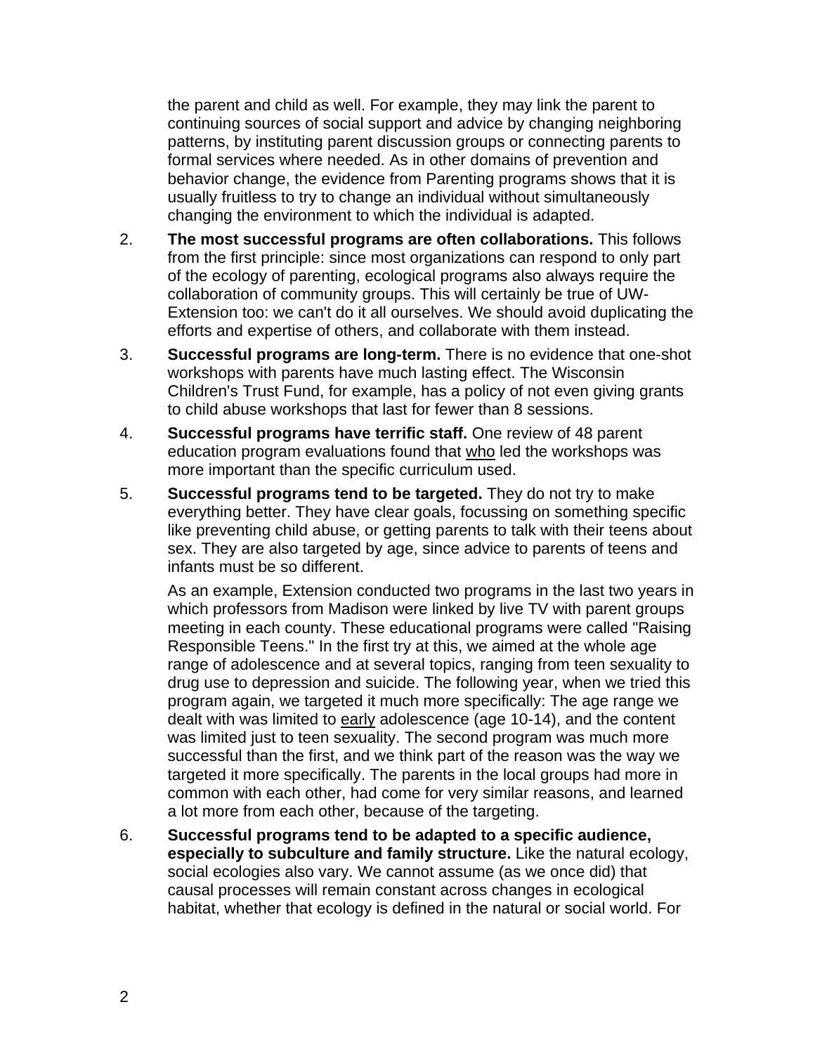the parent and child as well. For example, they may link the parent to continuing sources of social support and advice by changing neighboring patterns, by instituting parent discussion groups or connecting parents to formal services where needed. As in other domains of prevention and behavior change, the evidence from Parenting programs shows that it is usually fruitless to try to change an individual without simultaneously changing the environment to which the individual is adapted.

2. **The most successful programs are often collaborations.** This follows from the first principle: since most organizations can respond to only part of the ecology of parenting, ecological programs also always require the collaboration of community groups. This will certainly be true of UW-Extension too: we can't do it all ourselves. We should avoid duplicating the efforts and expertise of others, and collaborate with them instead.

3. **Successful programs are long-term.** There is no evidence that one-shot workshops with parents have much lasting effect. The Wisconsin Children's Trust Fund, for example, has a policy of not even giving grants to child abuse workshops that last for fewer than 8 sessions.

4. **Successful programs have terrific staff.** One review of 48 parent education program evaluations found that <u>who</u> led the workshops was more important than the specific curriculum used.

5. **Successful programs tend to be targeted.** They do not try to make everything better. They have clear goals, focussing on something specific like preventing child abuse, or getting parents to talk with their teens about sex. They are also targeted by age, since advice to parents of teens and infants must be so different.

   As an example, Extension conducted two programs in the last two years in which professors from Madison were linked by live TV with parent groups meeting in each county. These educational programs were called "Raising Responsible Teens." In the first try at this, we aimed at the whole age range of adolescence and at several topics, ranging from teen sexuality to drug use to depression and suicide. The following year, when we tried this program again, we targeted it much more specifically: The age range we dealt with was limited to <u>early</u> adolescence (age 10-14), and the content was limited just to teen sexuality. The second program was much more successful than the first, and we think part of the reason was the way we targeted it more specifically. The parents in the local groups had more in common with each other, had come for very similar reasons, and learned a lot more from each other, because of the targeting.

6. **Successful programs tend to be adapted to a specific audience, especially to subculture and family structure.** Like the natural ecology, social ecologies also vary. We cannot assume (as we once did) that causal processes will remain constant across changes in ecological habitat, whether that ecology is defined in the natural or social world. For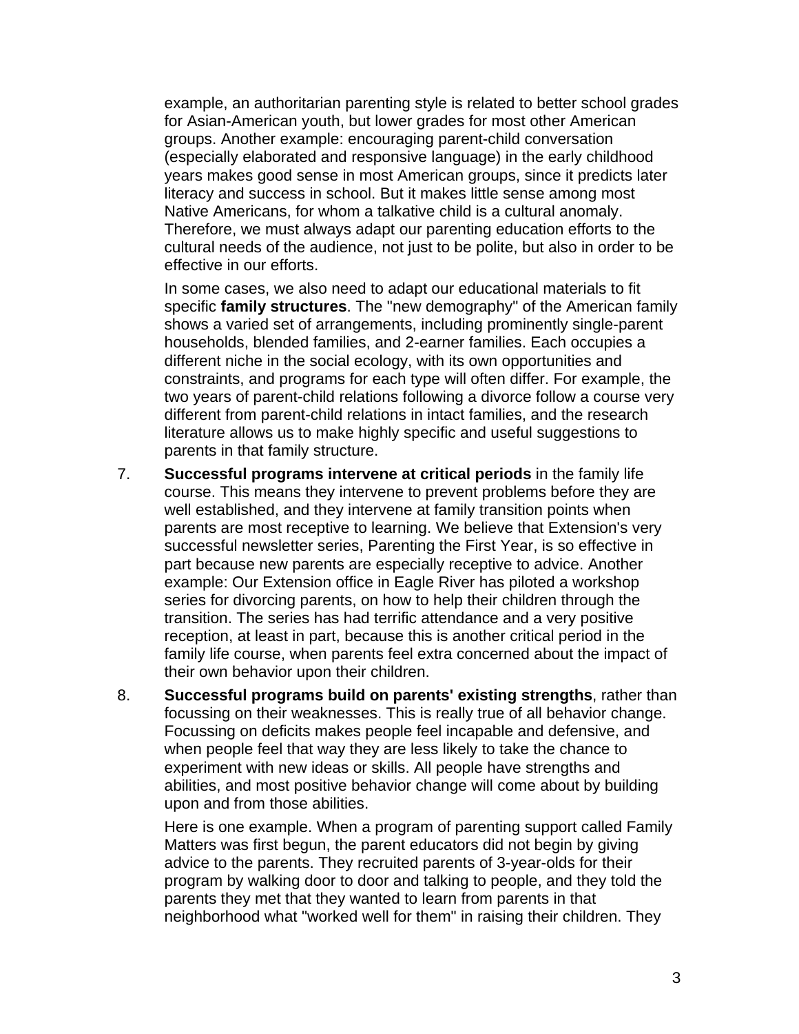example, an authoritarian parenting style is related to better school grades for Asian-American youth, but lower grades for most other American groups. Another example: encouraging parent-child conversation (especially elaborated and responsive language) in the early childhood years makes good sense in most American groups, since it predicts later literacy and success in school. But it makes little sense among most Native Americans, for whom a talkative child is a cultural anomaly. Therefore, we must always adapt our parenting education efforts to the cultural needs of the audience, not just to be polite, but also in order to be effective in our efforts.

In some cases, we also need to adapt our educational materials to fit specific **family structures**. The "new demography" of the American family shows a varied set of arrangements, including prominently single-parent households, blended families, and 2-earner families. Each occupies a different niche in the social ecology, with its own opportunities and constraints, and programs for each type will often differ. For example, the two years of parent-child relations following a divorce follow a course very different from parent-child relations in intact families, and the research literature allows us to make highly specific and useful suggestions to parents in that family structure.

7. **Successful programs intervene at critical periods** in the family life course. This means they intervene to prevent problems before they are well established, and they intervene at family transition points when parents are most receptive to learning. We believe that Extension's very successful newsletter series, Parenting the First Year, is so effective in part because new parents are especially receptive to advice. Another example: Our Extension office in Eagle River has piloted a workshop series for divorcing parents, on how to help their children through the transition. The series has had terrific attendance and a very positive reception, at least in part, because this is another critical period in the family life course, when parents feel extra concerned about the impact of their own behavior upon their children.

8. **Successful programs build on parents' existing strengths**, rather than focussing on their weaknesses. This is really true of all behavior change. Focussing on deficits makes people feel incapable and defensive, and when people feel that way they are less likely to take the chance to experiment with new ideas or skills. All people have strengths and abilities, and most positive behavior change will come about by building upon and from those abilities.

   Here is one example. When a program of parenting support called Family Matters was first begun, the parent educators did not begin by giving advice to the parents. They recruited parents of 3-year-olds for their program by walking door to door and talking to people, and they told the parents they met that they wanted to learn from parents in that neighborhood what "worked well for them" in raising their children. They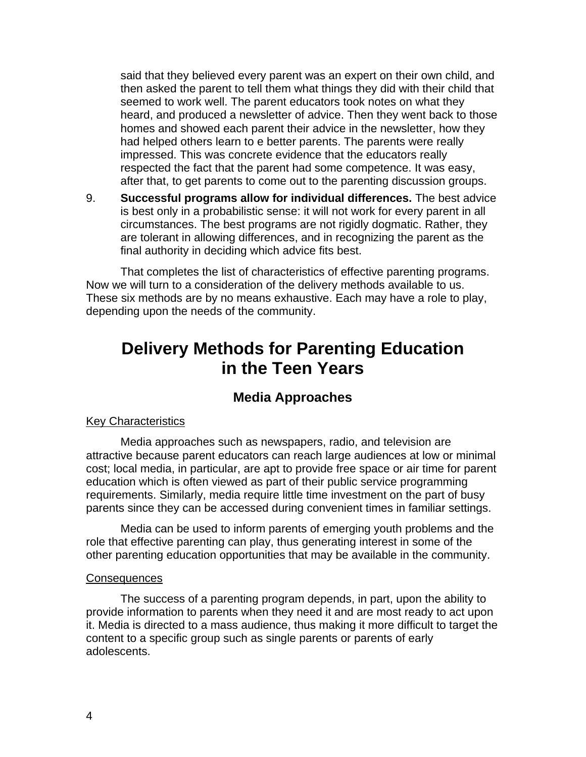said that they believed every parent was an expert on their own child, and then asked the parent to tell them what things they did with their child that seemed to work well. The parent educators took notes on what they heard, and produced a newsletter of advice. Then they went back to those homes and showed each parent their advice in the newsletter, how they had helped others learn to e better parents. The parents were really impressed. This was concrete evidence that the educators really respected the fact that the parent had some competence. It was easy, after that, to get parents to come out to the parenting discussion groups.

9. **Successful programs allow for individual differences.** The best advice is best only in a probabilistic sense: it will not work for every parent in all circumstances. The best programs are not rigidly dogmatic. Rather, they are tolerant in allowing differences, and in recognizing the parent as the final authority in deciding which advice fits best.

That completes the list of characteristics of effective parenting programs. Now we will turn to a consideration of the delivery methods available to us. These six methods are by no means exhaustive. Each may have a role to play, depending upon the needs of the community.

# Delivery Methods for Parenting Education in the Teen Years

## Media Approaches

Key Characteristics

Media approaches such as newspapers, radio, and television are attractive because parent educators can reach large audiences at low or minimal cost; local media, in particular, are apt to provide free space or air time for parent education which is often viewed as part of their public service programming requirements. Similarly, media require little time investment on the part of busy parents since they can be accessed during convenient times in familiar settings.

Media can be used to inform parents of emerging youth problems and the role that effective parenting can play, thus generating interest in some of the other parenting education opportunities that may be available in the community.

Consequences

The success of a parenting program depends, in part, upon the ability to provide information to parents when they need it and are most ready to act upon it. Media is directed to a mass audience, thus making it more difficult to target the content to a specific group such as single parents or parents of early adolescents.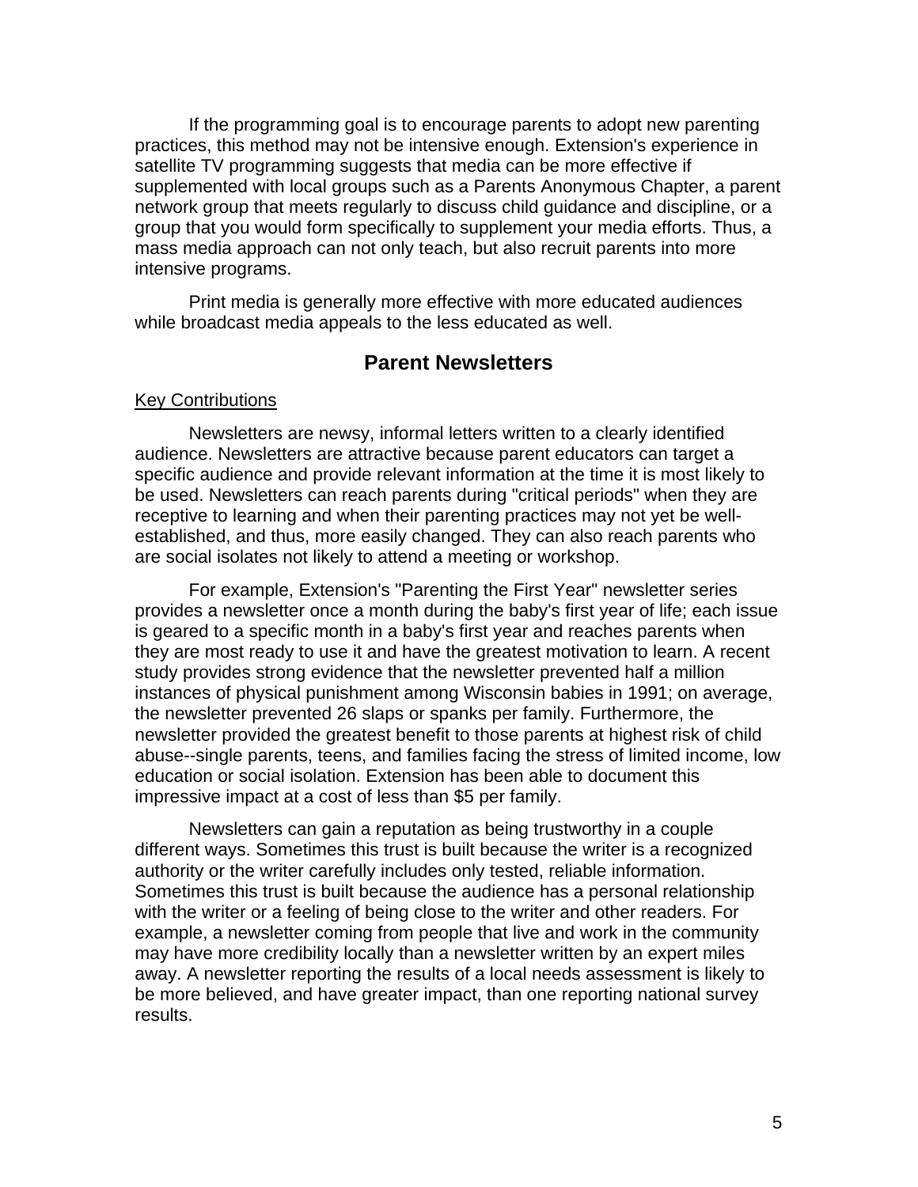If the programming goal is to encourage parents to adopt new parenting practices, this method may not be intensive enough. Extension's experience in satellite TV programming suggests that media can be more effective if supplemented with local groups such as a Parents Anonymous Chapter, a parent network group that meets regularly to discuss child guidance and discipline, or a group that you would form specifically to supplement your media efforts. Thus, a mass media approach can not only teach, but also recruit parents into more intensive programs.

Print media is generally more effective with more educated audiences while broadcast media appeals to the less educated as well.

## Parent Newsletters

<u>Key Contributions</u>

Newsletters are newsy, informal letters written to a clearly identified audience. Newsletters are attractive because parent educators can target a specific audience and provide relevant information at the time it is most likely to be used. Newsletters can reach parents during "critical periods" when they are receptive to learning and when their parenting practices may not yet be well-established, and thus, more easily changed. They can also reach parents who are social isolates not likely to attend a meeting or workshop.

For example, Extension's "Parenting the First Year" newsletter series provides a newsletter once a month during the baby's first year of life; each issue is geared to a specific month in a baby's first year and reaches parents when they are most ready to use it and have the greatest motivation to learn. A recent study provides strong evidence that the newsletter prevented half a million instances of physical punishment among Wisconsin babies in 1991; on average, the newsletter prevented 26 slaps or spanks per family. Furthermore, the newsletter provided the greatest benefit to those parents at highest risk of child abuse--single parents, teens, and families facing the stress of limited income, low education or social isolation. Extension has been able to document this impressive impact at a cost of less than $5 per family.

Newsletters can gain a reputation as being trustworthy in a couple different ways. Sometimes this trust is built because the writer is a recognized authority or the writer carefully includes only tested, reliable information. Sometimes this trust is built because the audience has a personal relationship with the writer or a feeling of being close to the writer and other readers. For example, a newsletter coming from people that live and work in the community may have more credibility locally than a newsletter written by an expert miles away. A newsletter reporting the results of a local needs assessment is likely to be more believed, and have greater impact, than one reporting national survey results.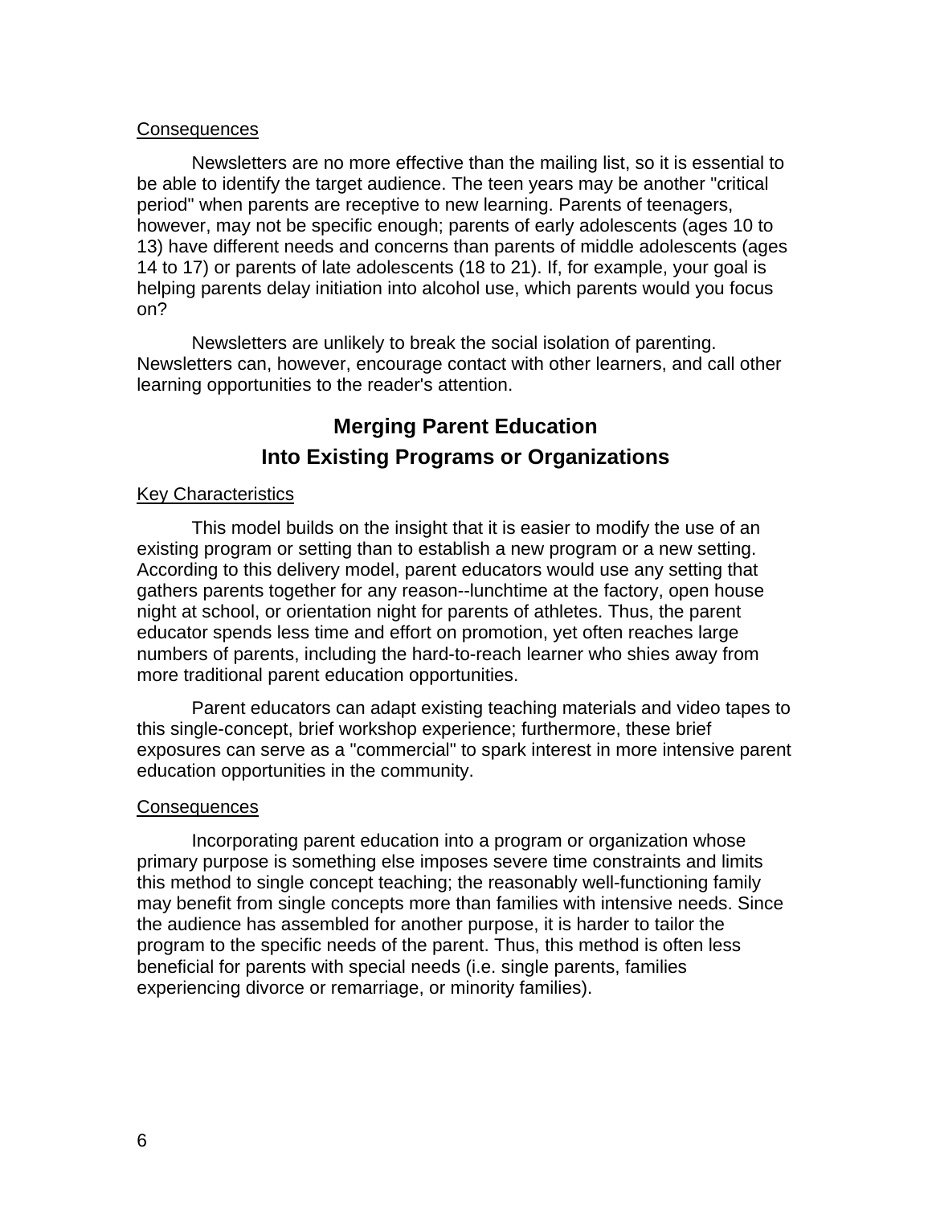Consequences

Newsletters are no more effective than the mailing list, so it is essential to be able to identify the target audience. The teen years may be another "critical period" when parents are receptive to new learning. Parents of teenagers, however, may not be specific enough; parents of early adolescents (ages 10 to 13) have different needs and concerns than parents of middle adolescents (ages 14 to 17) or parents of late adolescents (18 to 21). If, for example, your goal is helping parents delay initiation into alcohol use, which parents would you focus on?

Newsletters are unlikely to break the social isolation of parenting. Newsletters can, however, encourage contact with other learners, and call other learning opportunities to the reader's attention.

## Merging Parent Education Into Existing Programs or Organizations

Key Characteristics

This model builds on the insight that it is easier to modify the use of an existing program or setting than to establish a new program or a new setting. According to this delivery model, parent educators would use any setting that gathers parents together for any reason--lunchtime at the factory, open house night at school, or orientation night for parents of athletes. Thus, the parent educator spends less time and effort on promotion, yet often reaches large numbers of parents, including the hard-to-reach learner who shies away from more traditional parent education opportunities.

Parent educators can adapt existing teaching materials and video tapes to this single-concept, brief workshop experience; furthermore, these brief exposures can serve as a "commercial" to spark interest in more intensive parent education opportunities in the community.

Consequences

Incorporating parent education into a program or organization whose primary purpose is something else imposes severe time constraints and limits this method to single concept teaching; the reasonably well-functioning family may benefit from single concepts more than families with intensive needs. Since the audience has assembled for another purpose, it is harder to tailor the program to the specific needs of the parent. Thus, this method is often less beneficial for parents with special needs (i.e. single parents, families experiencing divorce or remarriage, or minority families).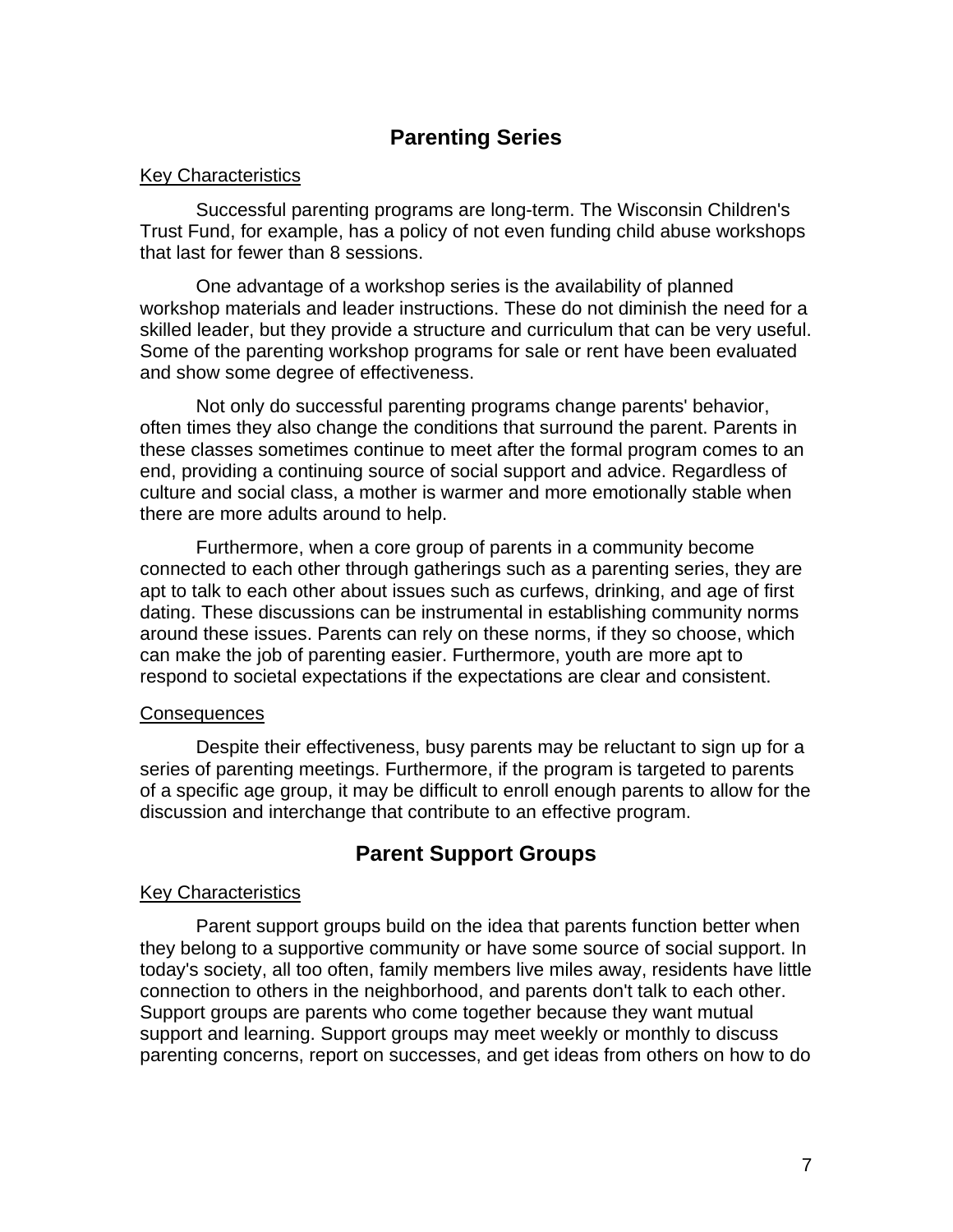## Parenting Series

Key Characteristics

Successful parenting programs are long-term. The Wisconsin Children's Trust Fund, for example, has a policy of not even funding child abuse workshops that last for fewer than 8 sessions.

One advantage of a workshop series is the availability of planned workshop materials and leader instructions. These do not diminish the need for a skilled leader, but they provide a structure and curriculum that can be very useful. Some of the parenting workshop programs for sale or rent have been evaluated and show some degree of effectiveness.

Not only do successful parenting programs change parents' behavior, often times they also change the conditions that surround the parent. Parents in these classes sometimes continue to meet after the formal program comes to an end, providing a continuing source of social support and advice. Regardless of culture and social class, a mother is warmer and more emotionally stable when there are more adults around to help.

Furthermore, when a core group of parents in a community become connected to each other through gatherings such as a parenting series, they are apt to talk to each other about issues such as curfews, drinking, and age of first dating. These discussions can be instrumental in establishing community norms around these issues. Parents can rely on these norms, if they so choose, which can make the job of parenting easier. Furthermore, youth are more apt to respond to societal expectations if the expectations are clear and consistent.

Consequences

Despite their effectiveness, busy parents may be reluctant to sign up for a series of parenting meetings. Furthermore, if the program is targeted to parents of a specific age group, it may be difficult to enroll enough parents to allow for the discussion and interchange that contribute to an effective program.

## Parent Support Groups

Key Characteristics

Parent support groups build on the idea that parents function better when they belong to a supportive community or have some source of social support. In today's society, all too often, family members live miles away, residents have little connection to others in the neighborhood, and parents don't talk to each other. Support groups are parents who come together because they want mutual support and learning. Support groups may meet weekly or monthly to discuss parenting concerns, report on successes, and get ideas from others on how to do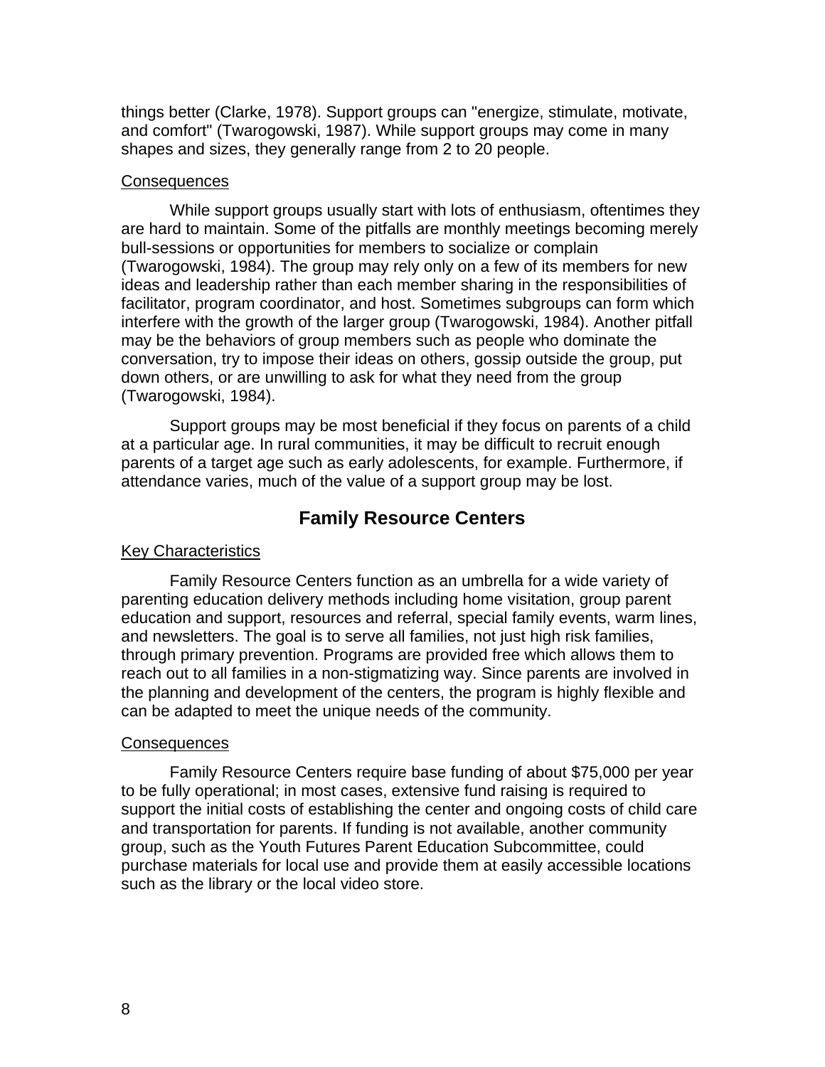things better (Clarke, 1978). Support groups can "energize, stimulate, motivate, and comfort" (Twarogowski, 1987). While support groups may come in many shapes and sizes, they generally range from 2 to 20 people.

Consequences

While support groups usually start with lots of enthusiasm, oftentimes they are hard to maintain. Some of the pitfalls are monthly meetings becoming merely bull-sessions or opportunities for members to socialize or complain (Twarogowski, 1984). The group may rely only on a few of its members for new ideas and leadership rather than each member sharing in the responsibilities of facilitator, program coordinator, and host. Sometimes subgroups can form which interfere with the growth of the larger group (Twarogowski, 1984). Another pitfall may be the behaviors of group members such as people who dominate the conversation, try to impose their ideas on others, gossip outside the group, put down others, or are unwilling to ask for what they need from the group (Twarogowski, 1984).

Support groups may be most beneficial if they focus on parents of a child at a particular age. In rural communities, it may be difficult to recruit enough parents of a target age such as early adolescents, for example. Furthermore, if attendance varies, much of the value of a support group may be lost.

## Family Resource Centers

Key Characteristics

Family Resource Centers function as an umbrella for a wide variety of parenting education delivery methods including home visitation, group parent education and support, resources and referral, special family events, warm lines, and newsletters. The goal is to serve all families, not just high risk families, through primary prevention. Programs are provided free which allows them to reach out to all families in a non-stigmatizing way. Since parents are involved in the planning and development of the centers, the program is highly flexible and can be adapted to meet the unique needs of the community.

Consequences

Family Resource Centers require base funding of about $75,000 per year to be fully operational; in most cases, extensive fund raising is required to support the initial costs of establishing the center and ongoing costs of child care and transportation for parents. If funding is not available, another community group, such as the Youth Futures Parent Education Subcommittee, could purchase materials for local use and provide them at easily accessible locations such as the library or the local video store.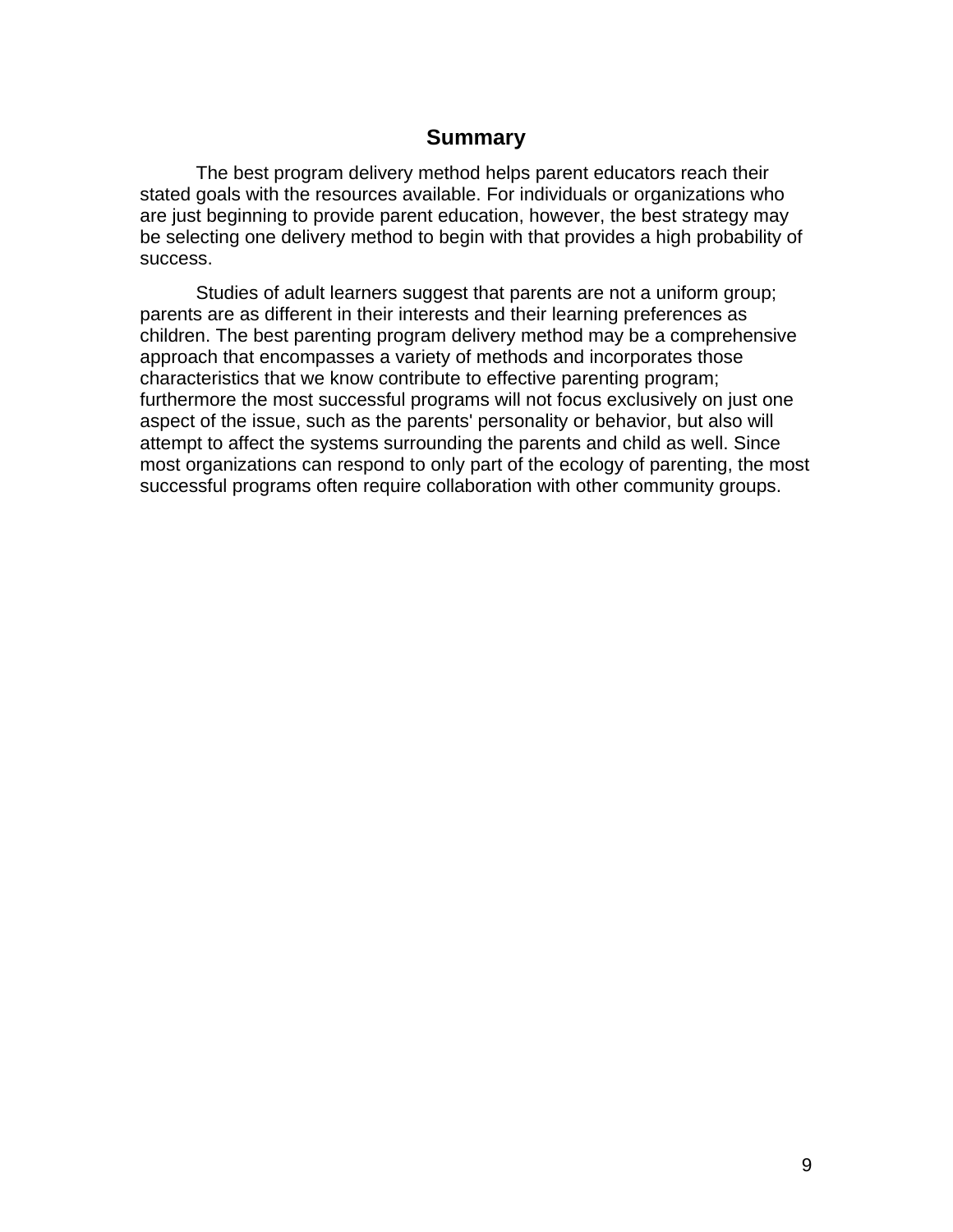## Summary

The best program delivery method helps parent educators reach their stated goals with the resources available. For individuals or organizations who are just beginning to provide parent education, however, the best strategy may be selecting one delivery method to begin with that provides a high probability of success.

Studies of adult learners suggest that parents are not a uniform group; parents are as different in their interests and their learning preferences as children. The best parenting program delivery method may be a comprehensive approach that encompasses a variety of methods and incorporates those characteristics that we know contribute to effective parenting program; furthermore the most successful programs will not focus exclusively on just one aspect of the issue, such as the parents' personality or behavior, but also will attempt to affect the systems surrounding the parents and child as well. Since most organizations can respond to only part of the ecology of parenting, the most successful programs often require collaboration with other community groups.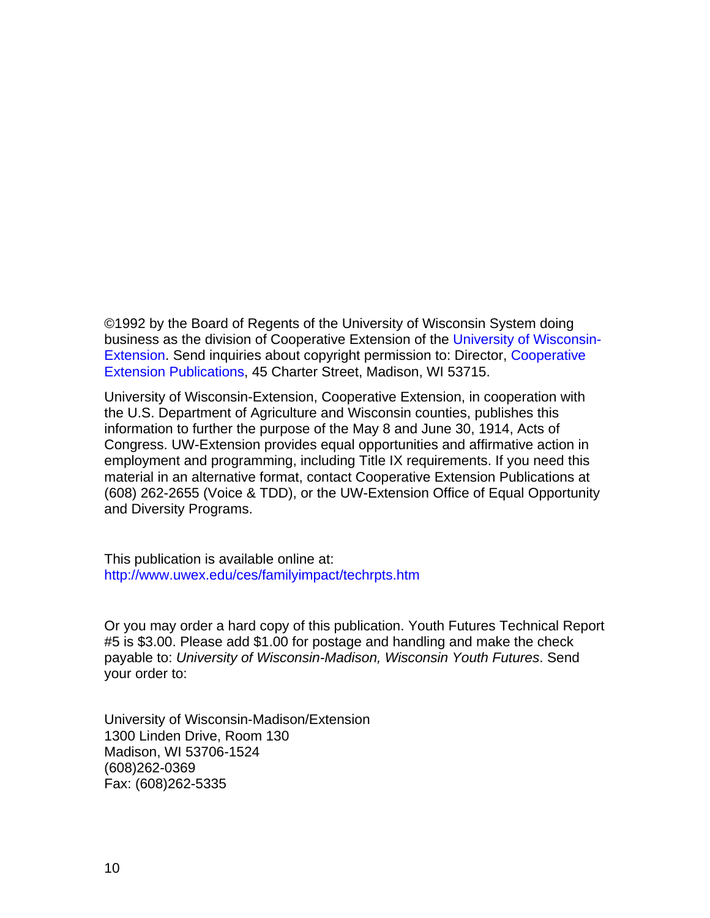©1992 by the Board of Regents of the University of Wisconsin System doing business as the division of Cooperative Extension of the University of Wisconsin-Extension. Send inquiries about copyright permission to: Director, Cooperative Extension Publications, 45 Charter Street, Madison, WI 53715.

University of Wisconsin-Extension, Cooperative Extension, in cooperation with the U.S. Department of Agriculture and Wisconsin counties, publishes this information to further the purpose of the May 8 and June 30, 1914, Acts of Congress. UW-Extension provides equal opportunities and affirmative action in employment and programming, including Title IX requirements. If you need this material in an alternative format, contact Cooperative Extension Publications at (608) 262-2655 (Voice & TDD), or the UW-Extension Office of Equal Opportunity and Diversity Programs.

This publication is available online at:
http://www.uwex.edu/ces/familyimpact/techrpts.htm

Or you may order a hard copy of this publication. Youth Futures Technical Report #5 is $3.00. Please add $1.00 for postage and handling and make the check payable to: *University of Wisconsin-Madison, Wisconsin Youth Futures*. Send your order to:

University of Wisconsin-Madison/Extension
1300 Linden Drive, Room 130
Madison, WI 53706-1524
(608)262-0369
Fax: (608)262-5335